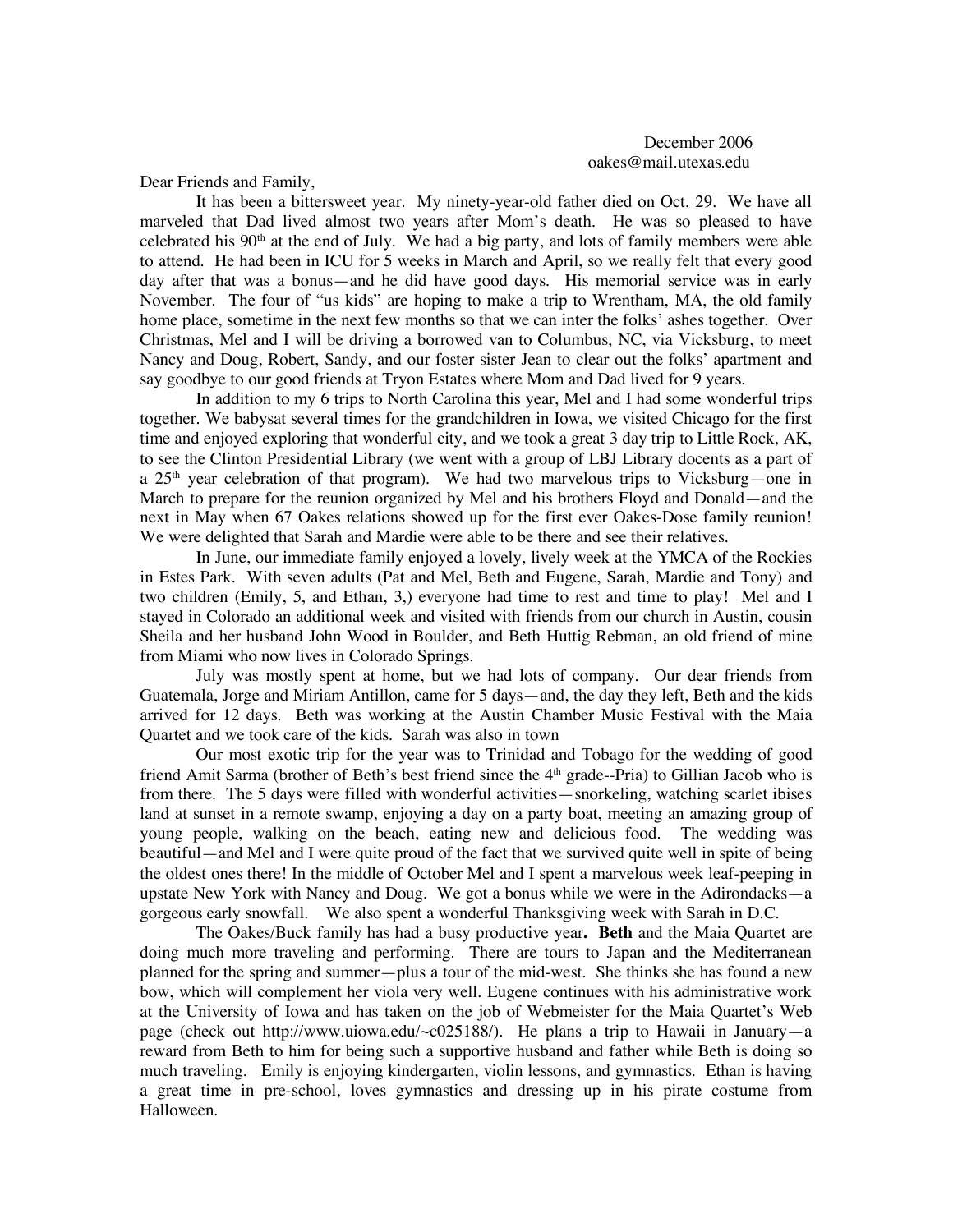December 2006
oakes@mail.utexas.edu

Dear Friends and Family,

It has been a bittersweet year. My ninety-year-old father died on Oct. 29. We have all marveled that Dad lived almost two years after Mom's death. He was so pleased to have celebrated his 90th at the end of July. We had a big party, and lots of family members were able to attend. He had been in ICU for 5 weeks in March and April, so we really felt that every good day after that was a bonus—and he did have good days. His memorial service was in early November. The four of "us kids" are hoping to make a trip to Wrentham, MA, the old family home place, sometime in the next few months so that we can inter the folks' ashes together. Over Christmas, Mel and I will be driving a borrowed van to Columbus, NC, via Vicksburg, to meet Nancy and Doug, Robert, Sandy, and our foster sister Jean to clear out the folks' apartment and say goodbye to our good friends at Tryon Estates where Mom and Dad lived for 9 years.

In addition to my 6 trips to North Carolina this year, Mel and I had some wonderful trips together. We babysat several times for the grandchildren in Iowa, we visited Chicago for the first time and enjoyed exploring that wonderful city, and we took a great 3 day trip to Little Rock, AK, to see the Clinton Presidential Library (we went with a group of LBJ Library docents as a part of a 25th year celebration of that program). We had two marvelous trips to Vicksburg—one in March to prepare for the reunion organized by Mel and his brothers Floyd and Donald—and the next in May when 67 Oakes relations showed up for the first ever Oakes-Dose family reunion! We were delighted that Sarah and Mardie were able to be there and see their relatives.

In June, our immediate family enjoyed a lovely, lively week at the YMCA of the Rockies in Estes Park. With seven adults (Pat and Mel, Beth and Eugene, Sarah, Mardie and Tony) and two children (Emily, 5, and Ethan, 3,) everyone had time to rest and time to play! Mel and I stayed in Colorado an additional week and visited with friends from our church in Austin, cousin Sheila and her husband John Wood in Boulder, and Beth Huttig Rebman, an old friend of mine from Miami who now lives in Colorado Springs.

July was mostly spent at home, but we had lots of company. Our dear friends from Guatemala, Jorge and Miriam Antillon, came for 5 days—and, the day they left, Beth and the kids arrived for 12 days. Beth was working at the Austin Chamber Music Festival with the Maia Quartet and we took care of the kids. Sarah was also in town

Our most exotic trip for the year was to Trinidad and Tobago for the wedding of good friend Amit Sarma (brother of Beth's best friend since the 4th grade--Pria) to Gillian Jacob who is from there. The 5 days were filled with wonderful activities—snorkeling, watching scarlet ibises land at sunset in a remote swamp, enjoying a day on a party boat, meeting an amazing group of young people, walking on the beach, eating new and delicious food. The wedding was beautiful—and Mel and I were quite proud of the fact that we survived quite well in spite of being the oldest ones there! In the middle of October Mel and I spent a marvelous week leaf-peeping in upstate New York with Nancy and Doug. We got a bonus while we were in the Adirondacks—a gorgeous early snowfall. We also spent a wonderful Thanksgiving week with Sarah in D.C.

The Oakes/Buck family has had a busy productive year**.** **Beth** and the Maia Quartet are doing much more traveling and performing. There are tours to Japan and the Mediterranean planned for the spring and summer—plus a tour of the mid-west. She thinks she has found a new bow, which will complement her viola very well. Eugene continues with his administrative work at the University of Iowa and has taken on the job of Webmeister for the Maia Quartet's Web page (check out http://www.uiowa.edu/~c025188/). He plans a trip to Hawaii in January—a reward from Beth to him for being such a supportive husband and father while Beth is doing so much traveling. Emily is enjoying kindergarten, violin lessons, and gymnastics. Ethan is having a great time in pre-school, loves gymnastics and dressing up in his pirate costume from Halloween.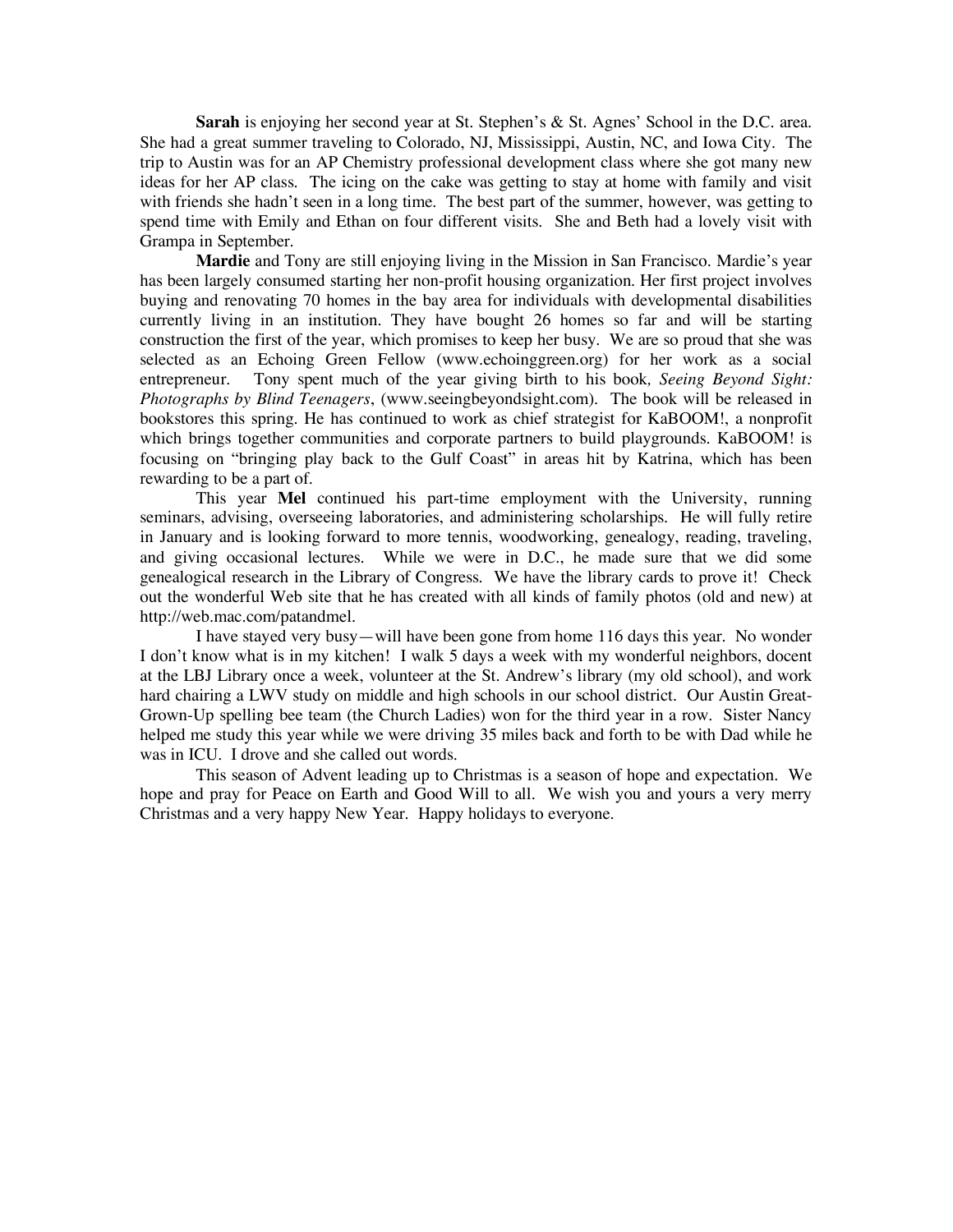**Sarah** is enjoying her second year at St. Stephen's & St. Agnes' School in the D.C. area. She had a great summer traveling to Colorado, NJ, Mississippi, Austin, NC, and Iowa City. The trip to Austin was for an AP Chemistry professional development class where she got many new ideas for her AP class. The icing on the cake was getting to stay at home with family and visit with friends she hadn't seen in a long time. The best part of the summer, however, was getting to spend time with Emily and Ethan on four different visits. She and Beth had a lovely visit with Grampa in September.

**Mardie** and Tony are still enjoying living in the Mission in San Francisco. Mardie's year has been largely consumed starting her non-profit housing organization. Her first project involves buying and renovating 70 homes in the bay area for individuals with developmental disabilities currently living in an institution. They have bought 26 homes so far and will be starting construction the first of the year, which promises to keep her busy. We are so proud that she was selected as an Echoing Green Fellow (www.echoinggreen.org) for her work as a social entrepreneur. Tony spent much of the year giving birth to his book, *Seeing Beyond Sight: Photographs by Blind Teenagers*, (www.seeingbeyondsight.com). The book will be released in bookstores this spring. He has continued to work as chief strategist for KaBOOM!, a nonprofit which brings together communities and corporate partners to build playgrounds. KaBOOM! is focusing on "bringing play back to the Gulf Coast" in areas hit by Katrina, which has been rewarding to be a part of.

This year **Mel** continued his part-time employment with the University, running seminars, advising, overseeing laboratories, and administering scholarships. He will fully retire in January and is looking forward to more tennis, woodworking, genealogy, reading, traveling, and giving occasional lectures. While we were in D.C., he made sure that we did some genealogical research in the Library of Congress. We have the library cards to prove it! Check out the wonderful Web site that he has created with all kinds of family photos (old and new) at http://web.mac.com/patandmel.

I have stayed very busy—will have been gone from home 116 days this year. No wonder I don't know what is in my kitchen! I walk 5 days a week with my wonderful neighbors, docent at the LBJ Library once a week, volunteer at the St. Andrew's library (my old school), and work hard chairing a LWV study on middle and high schools in our school district. Our Austin Great-Grown-Up spelling bee team (the Church Ladies) won for the third year in a row. Sister Nancy helped me study this year while we were driving 35 miles back and forth to be with Dad while he was in ICU. I drove and she called out words.

This season of Advent leading up to Christmas is a season of hope and expectation. We hope and pray for Peace on Earth and Good Will to all. We wish you and yours a very merry Christmas and a very happy New Year. Happy holidays to everyone.